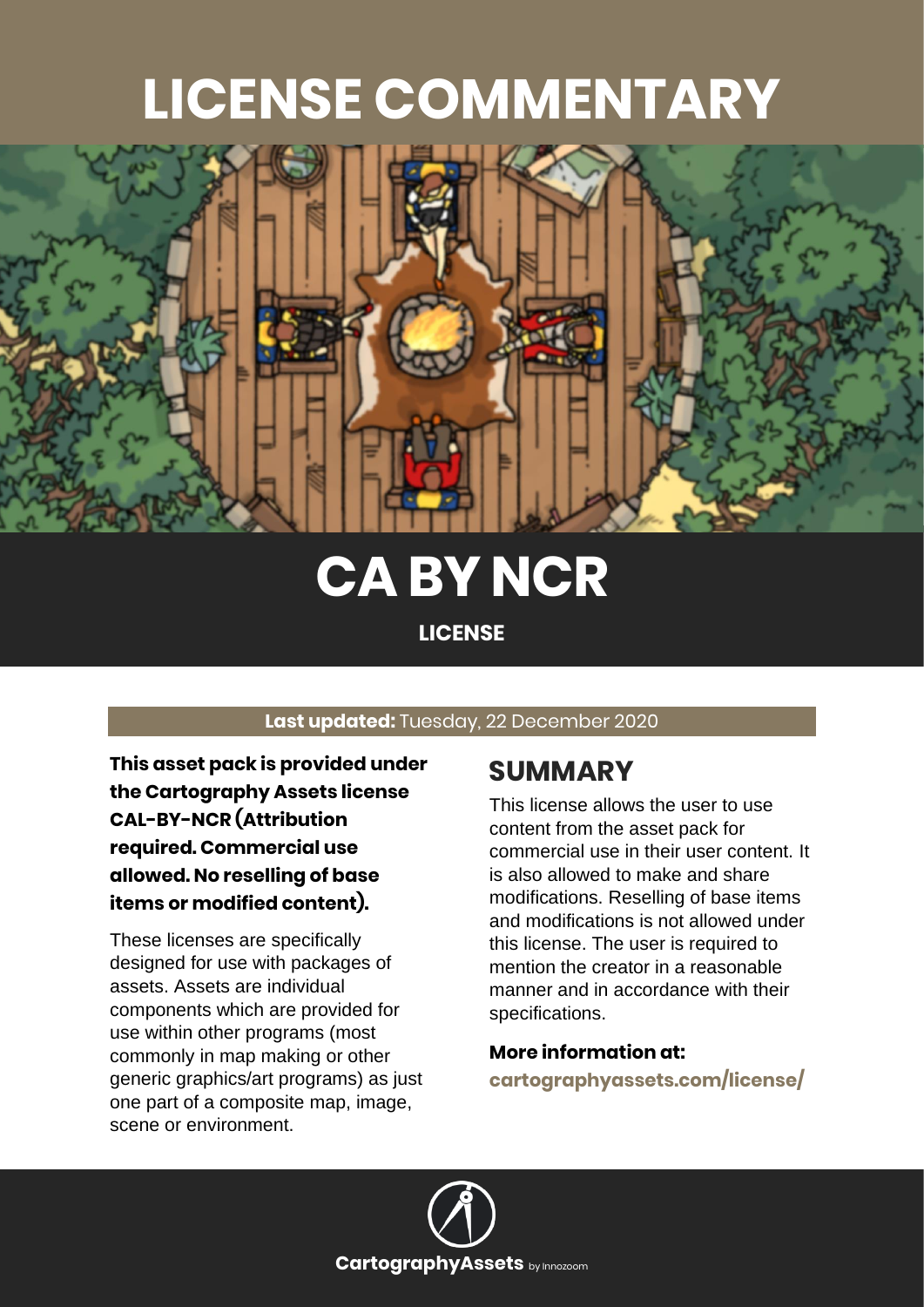# LICENSE COMMENTARY

# CA BY NCR

**LICENSE**

**Last updated:** Tuesday, 22 December 2020

**This asset pack is provided under the Cartography Assets license CAL-BY-NCR (Attribution required. Commercial use allowed. No reselling of base items or modified content).**

These licenses are specifically designed for use with packages of assets. Assets are individual components which are provided for use within other programs (most commonly in map making or other generic graphics/art programs) as just one part of a composite map, image, scene or environment.

## SUMMARY

This license allows the user to use content from the asset pack for commercial use in their user content. It is also allowed to make and share modifications. Reselling of base items and modifications is not allowed under this license. The user is required to mention the creator in a reasonable manner and in accordance with their specifications.

**More information at:**

**cartographyassets.com/license/**

**CartographyAssets** by Innozoom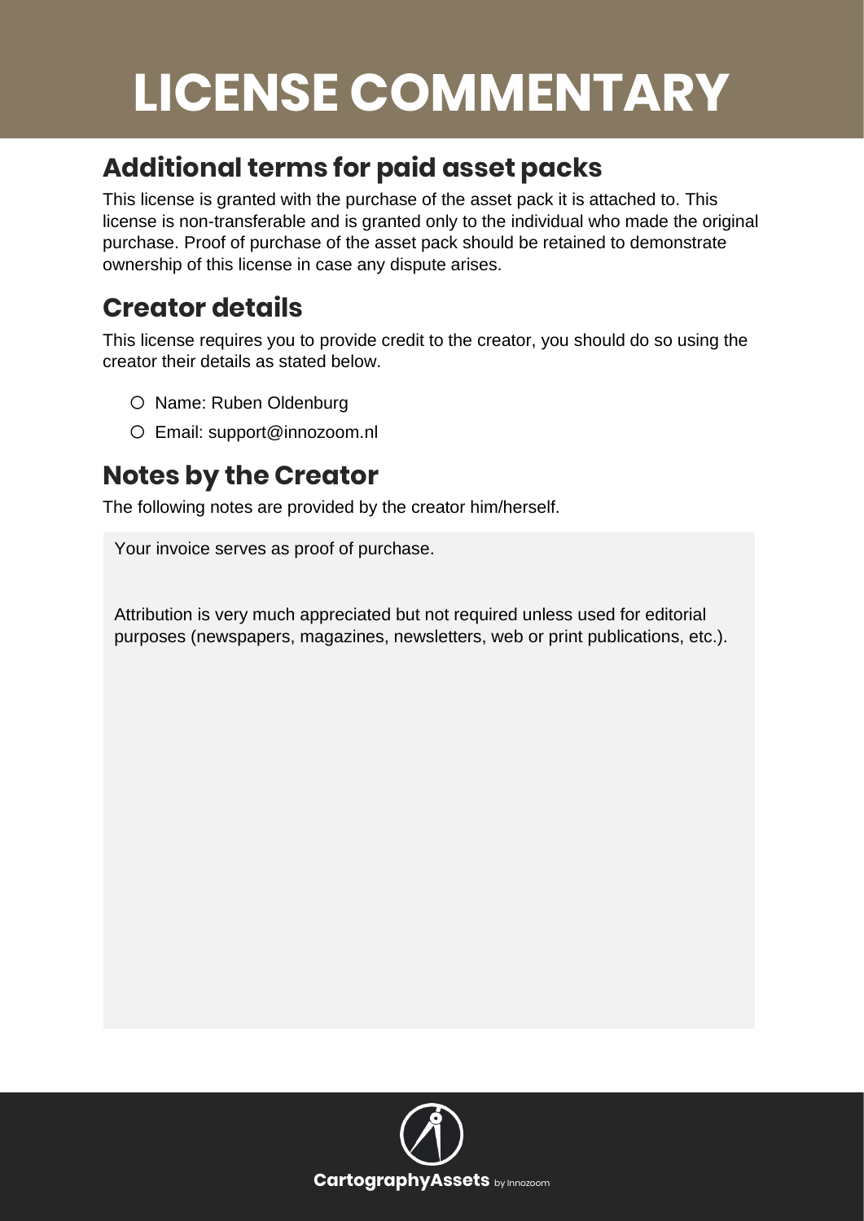# LICENSE COMMENTARY

## Additional terms for paid asset packs

This license is granted with the purchase of the asset pack it is attached to. This license is non-transferable and is granted only to the individual who made the original purchase. Proof of purchase of the asset pack should be retained to demonstrate ownership of this license in case any dispute arises.

## Creator details

This license requires you to provide credit to the creator, you should do so using the creator their details as stated below.

- Name: Ruben Oldenburg
- Email: support@innozoom.nl

## Notes by the Creator

The following notes are provided by the creator him/herself.

Your invoice serves as proof of purchase.

Attribution is very much appreciated but not required unless used for editorial purposes (newspapers, magazines, newsletters, web or print publications, etc.).

**CartographyAssets** by Innozoom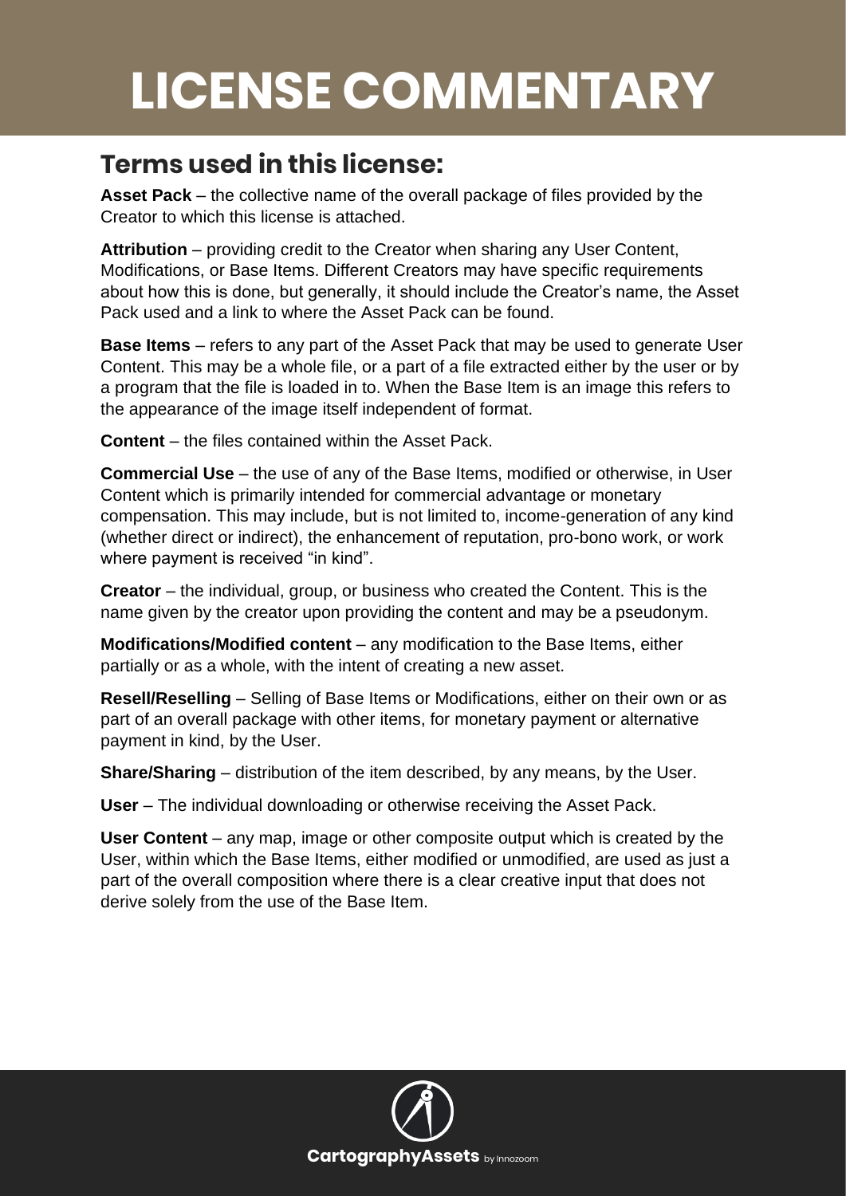# LICENSE COMMENTARY

## Terms used in this license:

**Asset Pack** – the collective name of the overall package of files provided by the Creator to which this license is attached.

**Attribution** – providing credit to the Creator when sharing any User Content, Modifications, or Base Items. Different Creators may have specific requirements about how this is done, but generally, it should include the Creator's name, the Asset Pack used and a link to where the Asset Pack can be found.

**Base Items** – refers to any part of the Asset Pack that may be used to generate User Content. This may be a whole file, or a part of a file extracted either by the user or by a program that the file is loaded in to. When the Base Item is an image this refers to the appearance of the image itself independent of format.

**Content** – the files contained within the Asset Pack.

**Commercial Use** – the use of any of the Base Items, modified or otherwise, in User Content which is primarily intended for commercial advantage or monetary compensation. This may include, but is not limited to, income-generation of any kind (whether direct or indirect), the enhancement of reputation, pro-bono work, or work where payment is received "in kind".

**Creator** – the individual, group, or business who created the Content. This is the name given by the creator upon providing the content and may be a pseudonym.

**Modifications/Modified content** – any modification to the Base Items, either partially or as a whole, with the intent of creating a new asset.

**Resell/Reselling** – Selling of Base Items or Modifications, either on their own or as part of an overall package with other items, for monetary payment or alternative payment in kind, by the User.

**Share/Sharing** – distribution of the item described, by any means, by the User.

**User** – The individual downloading or otherwise receiving the Asset Pack.

**User Content** – any map, image or other composite output which is created by the User, within which the Base Items, either modified or unmodified, are used as just a part of the overall composition where there is a clear creative input that does not derive solely from the use of the Base Item.

CartographyAssets by Innozoom